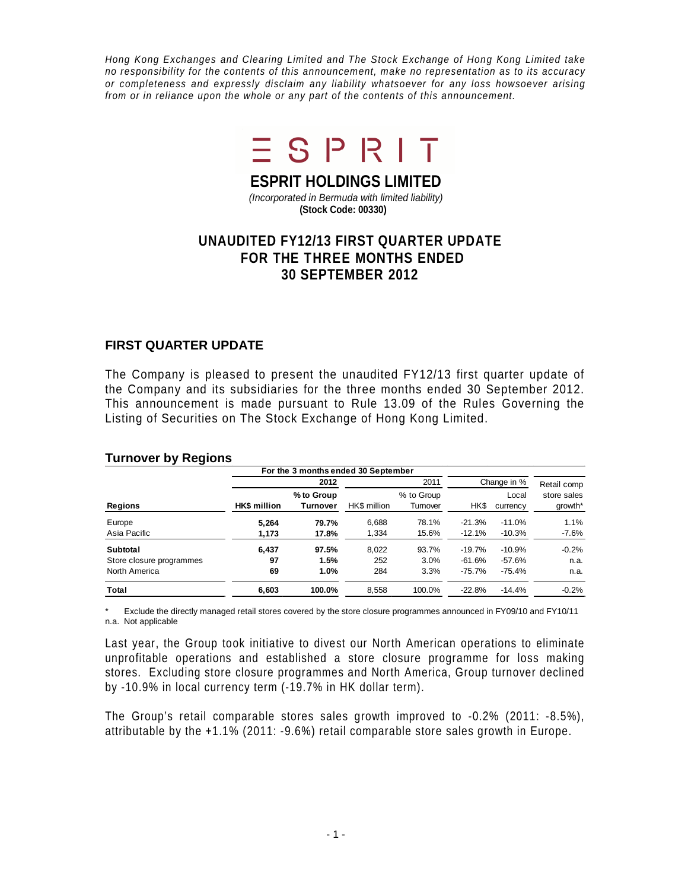*Hong Kong Exchanges and Clearing Limited and The Stock Exchange of Hong Kong Limited take no responsibility for the contents of this announcement, make no representation as to its accuracy or completeness and expressly disclaim any liability whatsoever for any loss howsoever arising from or in reliance upon the whole or any part of the contents of this announcement.*

ESPRIT

# ESPRIT HOLDINGS LIMITED

*(Incorporated in Bermuda with limited liability)*
**(Stock Code: 00330)**

# UNAUDITED FY12/13 FIRST QUARTER UPDATE FOR THE THREE MONTHS ENDED 30 SEPTEMBER 2012

## FIRST QUARTER UPDATE

The Company is pleased to present the unaudited FY12/13 first quarter update of the Company and its subsidiaries for the three months ended 30 September 2012. This announcement is made pursuant to Rule 13.09 of the Rules Governing the Listing of Securities on The Stock Exchange of Hong Kong Limited.

### Turnover by Regions

| | For the 3 months ended 30 September | | | | | | |
|---|---|---|---|---|---|---|---|
| | **2012** | | 2011 | | Change in % | | Retail comp |
| **Regions** | **HK$ million** | **% to Group Turnover** | HK$ million | % to Group Turnover | HK$ | Local currency | store sales growth* |
| Europe | **5,264** | **79.7%** | 6,688 | 78.1% | -21.3% | -11.0% | 1.1% |
| Asia Pacific | **1,173** | **17.8%** | 1,334 | 15.6% | -12.1% | -10.3% | -7.6% |
| **Subtotal** | **6,437** | **97.5%** | 8,022 | 93.7% | -19.7% | -10.9% | -0.2% |
| Store closure programmes | **97** | **1.5%** | 252 | 3.0% | -61.6% | -57.6% | n.a. |
| North America | **69** | **1.0%** | 284 | 3.3% | -75.7% | -75.4% | n.a. |
| **Total** | **6,603** | **100.0%** | 8,558 | 100.0% | -22.8% | -14.4% | -0.2% |

\* Exclude the directly managed retail stores covered by the store closure programmes announced in FY09/10 and FY10/11
n.a. Not applicable

Last year, the Group took initiative to divest our North American operations to eliminate unprofitable operations and established a store closure programme for loss making stores. Excluding store closure programmes and North America, Group turnover declined by -10.9% in local currency term (-19.7% in HK dollar term).

The Group's retail comparable stores sales growth improved to -0.2% (2011: -8.5%), attributable by the +1.1% (2011: -9.6%) retail comparable store sales growth in Europe.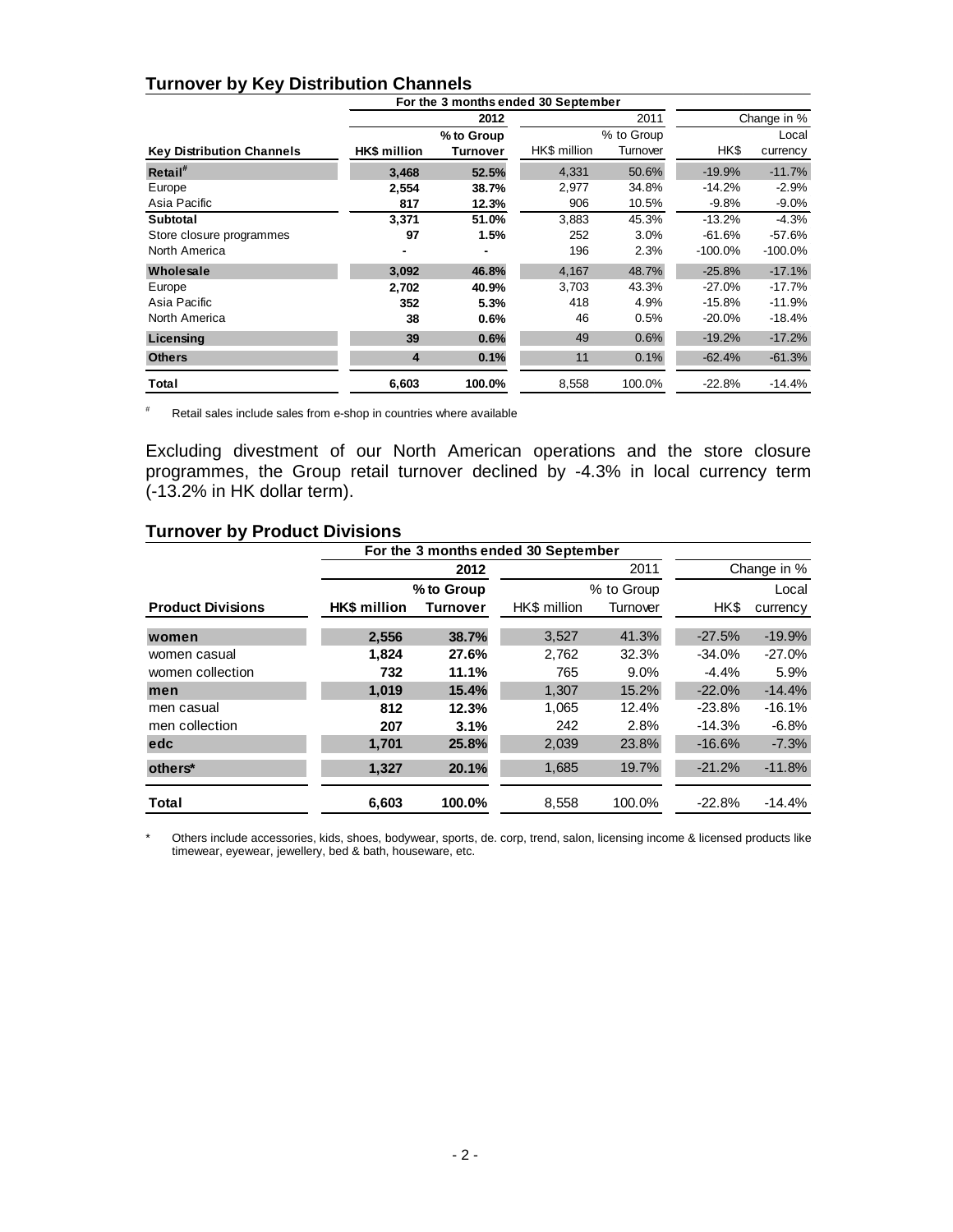## Turnover by Key Distribution Channels

| | For the 3 months ended 30 September | | | | | |
|---|---|---|---|---|---|---|
| | 2012 | | 2011 | | Change in % | |
| **Key Distribution Channels** | **HK$ million** | **% to Group Turnover** | HK$ million | % to Group Turnover | HK$ | Local currency |
| **Retail[#]** | **3,468** | **52.5%** | 4,331 | 50.6% | -19.9% | -11.7% |
| Europe | **2,554** | **38.7%** | 2,977 | 34.8% | -14.2% | -2.9% |
| Asia Pacific | **817** | **12.3%** | 906 | 10.5% | -9.8% | -9.0% |
| **Subtotal** | **3,371** | **51.0%** | 3,883 | 45.3% | -13.2% | -4.3% |
| Store closure programmes | **97** | **1.5%** | 252 | 3.0% | -61.6% | -57.6% |
| North America | **-** | **-** | 196 | 2.3% | -100.0% | -100.0% |
| **Wholesale** | **3,092** | **46.8%** | 4,167 | 48.7% | -25.8% | -17.1% |
| Europe | **2,702** | **40.9%** | 3,703 | 43.3% | -27.0% | -17.7% |
| Asia Pacific | **352** | **5.3%** | 418 | 4.9% | -15.8% | -11.9% |
| North America | **38** | **0.6%** | 46 | 0.5% | -20.0% | -18.4% |
| **Licensing** | **39** | **0.6%** | 49 | 0.6% | -19.2% | -17.2% |
| **Others** | **4** | **0.1%** | 11 | 0.1% | -62.4% | -61.3% |
| **Total** | **6,603** | **100.0%** | 8,558 | 100.0% | -22.8% | -14.4% |

[#] Retail sales include sales from e-shop in countries where available

Excluding divestment of our North American operations and the store closure programmes, the Group retail turnover declined by -4.3% in local currency term (-13.2% in HK dollar term).

## Turnover by Product Divisions

| | For the 3 months ended 30 September | | | | | |
|---|---|---|---|---|---|---|
| | 2012 | | 2011 | | Change in % | |
| **Product Divisions** | **HK$ million** | **% to Group Turnover** | HK$ million | % to Group Turnover | HK$ | Local currency |
| **women** | **2,556** | **38.7%** | 3,527 | 41.3% | -27.5% | -19.9% |
| women casual | **1,824** | **27.6%** | 2,762 | 32.3% | -34.0% | -27.0% |
| women collection | **732** | **11.1%** | 765 | 9.0% | -4.4% | 5.9% |
| **men** | **1,019** | **15.4%** | 1,307 | 15.2% | -22.0% | -14.4% |
| men casual | **812** | **12.3%** | 1,065 | 12.4% | -23.8% | -16.1% |
| men collection | **207** | **3.1%** | 242 | 2.8% | -14.3% | -6.8% |
| **edc** | **1,701** | **25.8%** | 2,039 | 23.8% | -16.6% | -7.3% |
| **others*** | **1,327** | **20.1%** | 1,685 | 19.7% | -21.2% | -11.8% |
| **Total** | **6,603** | **100.0%** | 8,558 | 100.0% | -22.8% | -14.4% |

\* Others include accessories, kids, shoes, bodywear, sports, de. corp, trend, salon, licensing income & licensed products like timewear, eyewear, jewellery, bed & bath, houseware, etc.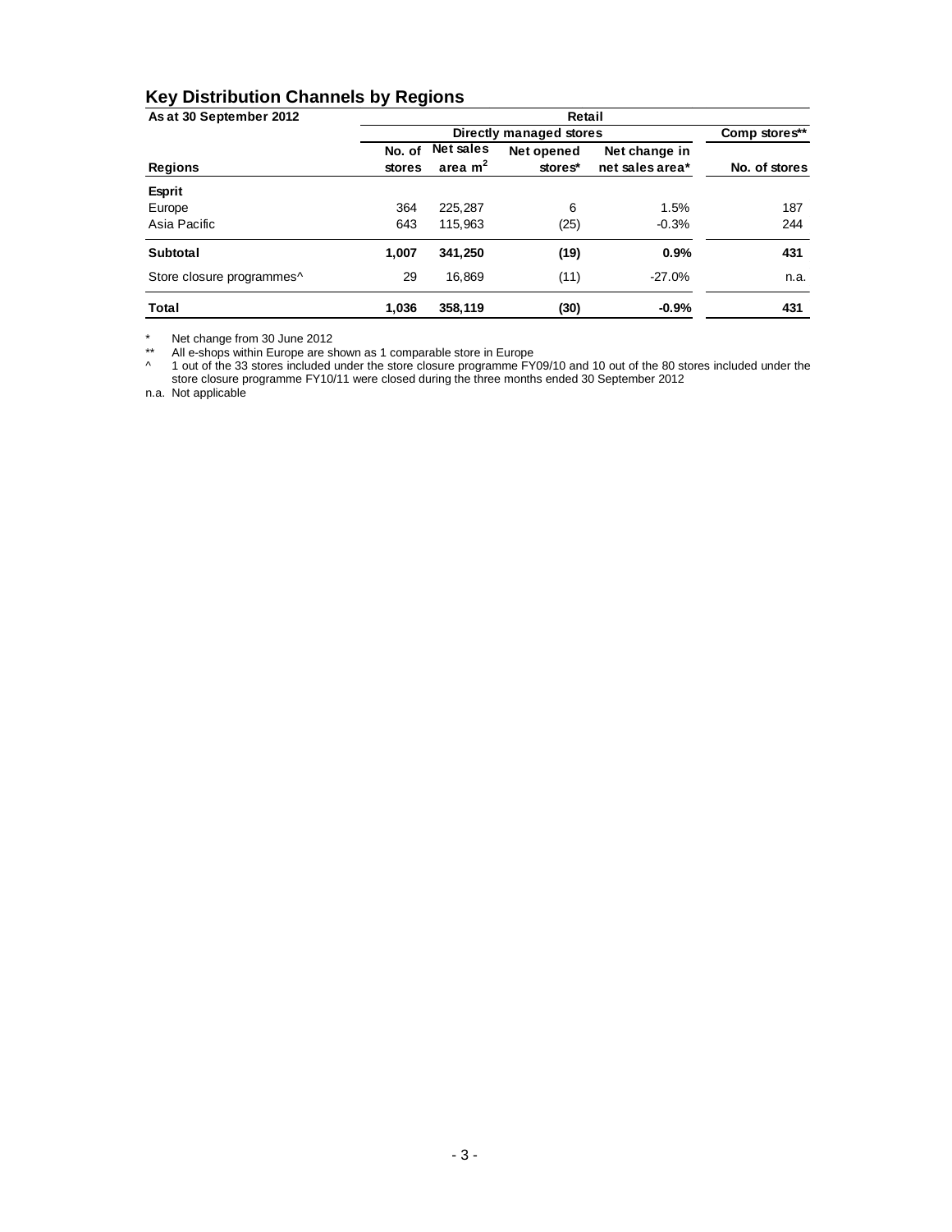## Key Distribution Channels by Regions

| As at 30 September 2012 | Retail | | | | |
|---|---|---|---|---|---|
| | Directly managed stores | | | | Comp stores** |
| Regions | No. of stores | Net sales area $m^2$ | Net opened stores* | Net change in net sales area* | No. of stores |
| **Esprit** | | | | | |
| Europe | 364 | 225,287 | 6 | 1.5% | 187 |
| Asia Pacific | 643 | 115,963 | (25) | -0.3% | 244 |
| **Subtotal** | **1,007** | **341,250** | **(19)** | **0.9%** | **431** |
| Store closure programmes^ | 29 | 16,869 | (11) | -27.0% | n.a. |
| **Total** | **1,036** | **358,119** | **(30)** | **-0.9%** | **431** |

\* Net change from 30 June 2012

** All e-shops within Europe are shown as 1 comparable store in Europe

^ 1 out of the 33 stores included under the store closure programme FY09/10 and 10 out of the 80 stores included under the store closure programme FY10/11 were closed during the three months ended 30 September 2012

n.a. Not applicable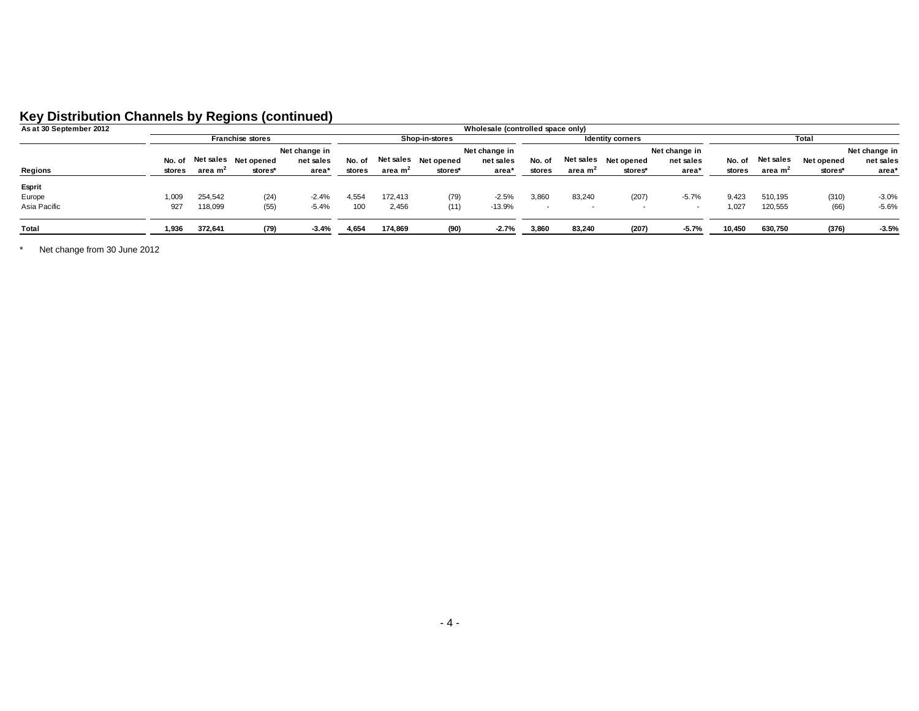## Key Distribution Channels by Regions (continued)

| As at 30 September 2012 | Wholesale (controlled space only) | | | | | | | | | | | | | | | |
|---|---|---|---|---|---|---|---|---|---|---|---|---|---|---|---|---|
| | Franchise stores | | | | Shop-in-stores | | | | Identity corners | | | | Total | | | |
| Regions | No. of stores | Net sales area $m^2$ | Net opened stores* | Net change in net sales area* | No. of stores | Net sales area $m^2$ | Net opened stores* | Net change in net sales area* | No. of stores | Net sales area $m^2$ | Net opened stores* | Net change in net sales area* | No. of stores | Net sales area $m^2$ | Net opened stores* | Net change in net sales area* |
| **Esprit** | | | | | | | | | | | | | | | | |
| Europe | 1,009 | 254,542 | (24) | -2.4% | 4,554 | 172,413 | (79) | -2.5% | 3,860 | 83,240 | (207) | -5.7% | 9,423 | 510,195 | (310) | -3.0% |
| Asia Pacific | 927 | 118,099 | (55) | -5.4% | 100 | 2,456 | (11) | -13.9% | - | - | - | - | 1,027 | 120,555 | (66) | -5.6% |
| **Total** | **1,936** | **372,641** | **(79)** | **-3.4%** | **4,654** | **174,869** | **(90)** | **-2.7%** | **3,860** | **83,240** | **(207)** | **-5.7%** | **10,450** | **630,750** | **(376)** | **-3.5%** |

\* Net change from 30 June 2012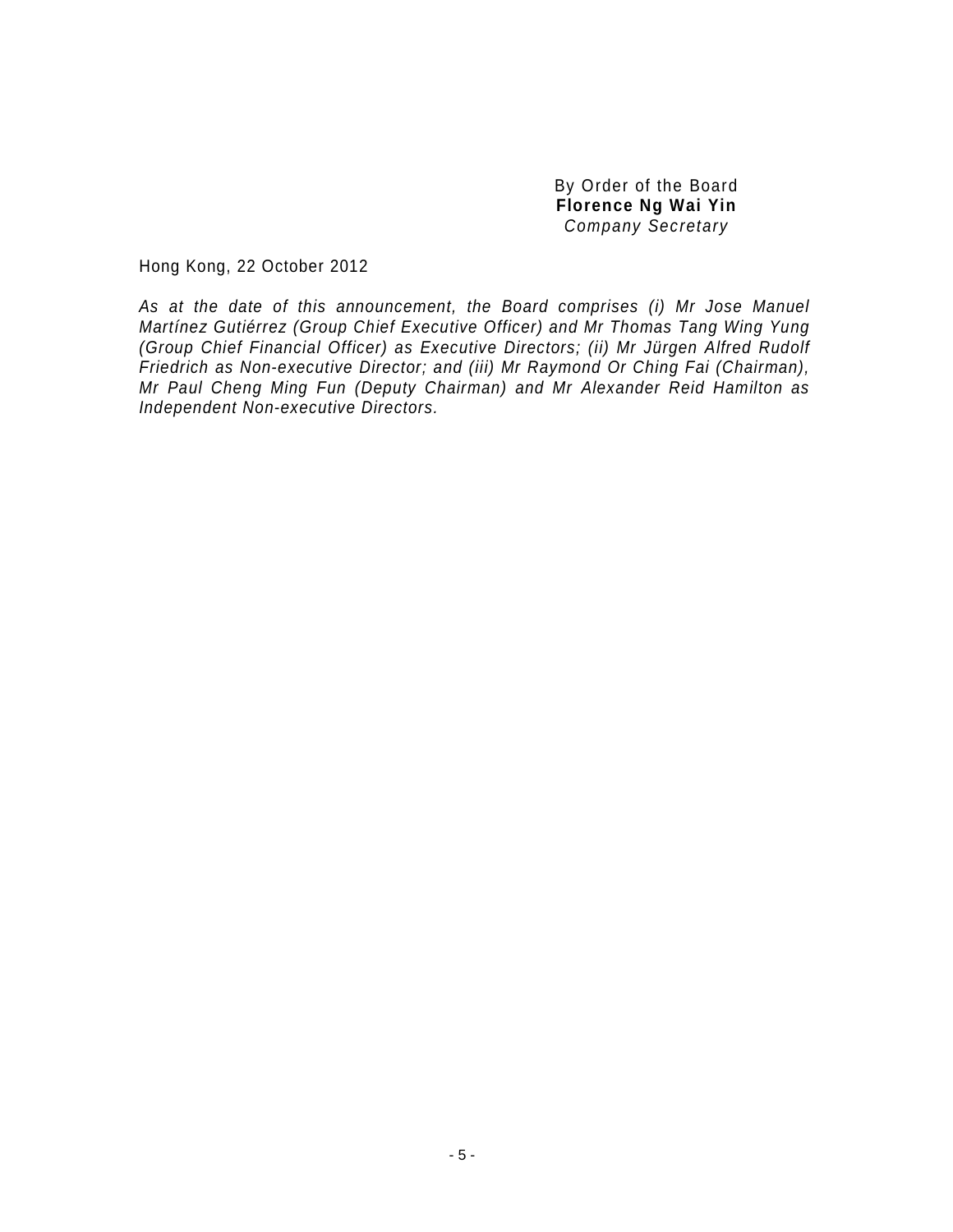By Order of the Board
**Florence Ng Wai Yin**
*Company Secretary*

Hong Kong, 22 October 2012

*As at the date of this announcement, the Board comprises (i) Mr Jose Manuel Martínez Gutiérrez (Group Chief Executive Officer) and Mr Thomas Tang Wing Yung (Group Chief Financial Officer) as Executive Directors; (ii) Mr Jürgen Alfred Rudolf Friedrich as Non-executive Director; and (iii) Mr Raymond Or Ching Fai (Chairman), Mr Paul Cheng Ming Fun (Deputy Chairman) and Mr Alexander Reid Hamilton as Independent Non-executive Directors.*